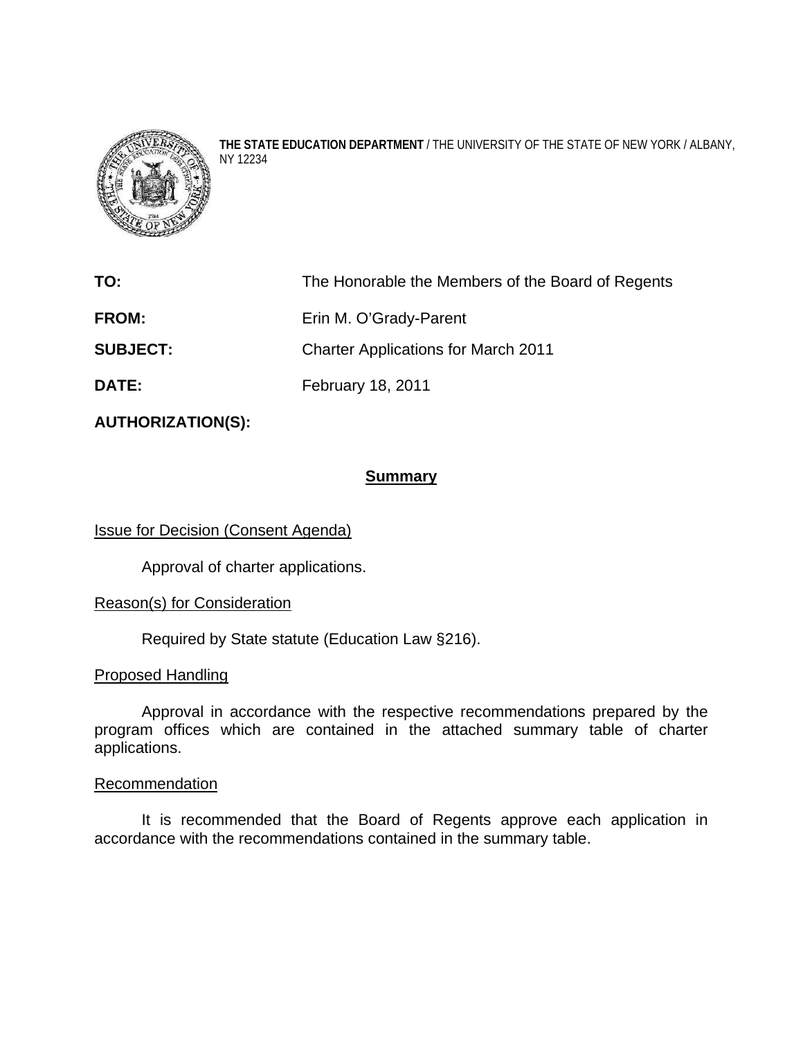**THE STATE EDUCATION DEPARTMENT** / THE UNIVERSITY OF THE STATE OF NEW YORK / ALBANY, NY 12234

**TO:** The Honorable the Members of the Board of Regents

**FROM:** Erin M. O'Grady-Parent

**SUBJECT:** Charter Applications for March 2011

**DATE:** February 18, 2011

**AUTHORIZATION(S):**

## Summary

Issue for Decision (Consent Agenda)

Approval of charter applications.

Reason(s) for Consideration

Required by State statute (Education Law §216).

Proposed Handling

Approval in accordance with the respective recommendations prepared by the program offices which are contained in the attached summary table of charter applications.

Recommendation

It is recommended that the Board of Regents approve each application in accordance with the recommendations contained in the summary table.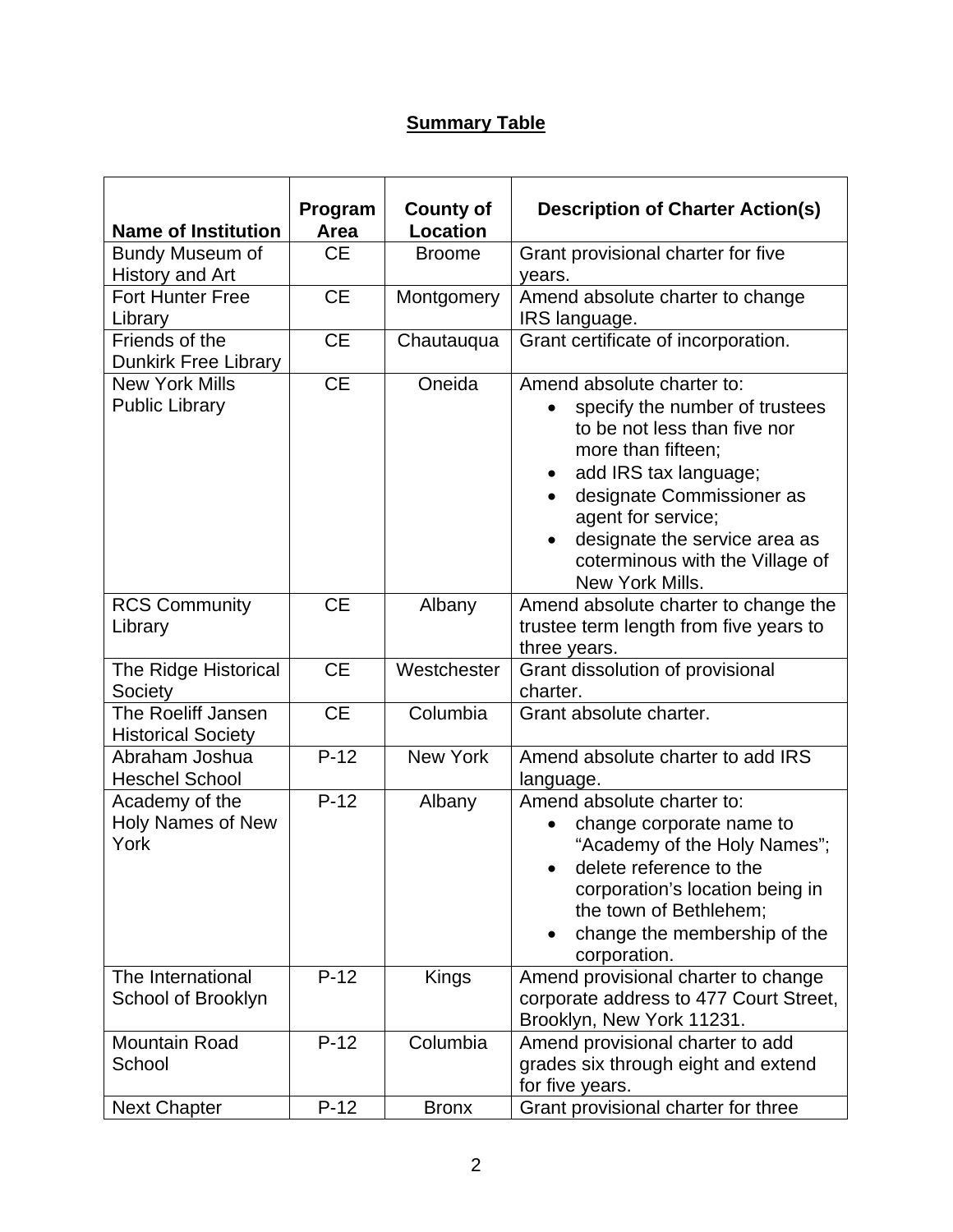## Summary Table

| Name of Institution | Program Area | County of Location | Description of Charter Action(s) |
|---|---|---|---|
| Bundy Museum of History and Art | CE | Broome | Grant provisional charter for five years. |
| Fort Hunter Free Library | CE | Montgomery | Amend absolute charter to change IRS language. |
| Friends of the Dunkirk Free Library | CE | Chautauqua | Grant certificate of incorporation. |
| New York Mills Public Library | CE | Oneida | Amend absolute charter to: <br>• specify the number of trustees to be not less than five nor more than fifteen; <br>• add IRS tax language; <br>• designate Commissioner as agent for service; <br>• designate the service area as coterminous with the Village of New York Mills. |
| RCS Community Library | CE | Albany | Amend absolute charter to change the trustee term length from five years to three years. |
| The Ridge Historical Society | CE | Westchester | Grant dissolution of provisional charter. |
| The Roeliff Jansen Historical Society | CE | Columbia | Grant absolute charter. |
| Abraham Joshua Heschel School | P-12 | New York | Amend absolute charter to add IRS language. |
| Academy of the Holy Names of New York | P-12 | Albany | Amend absolute charter to: <br>• change corporate name to "Academy of the Holy Names"; <br>• delete reference to the corporation's location being in the town of Bethlehem; <br>• change the membership of the corporation. |
| The International School of Brooklyn | P-12 | Kings | Amend provisional charter to change corporate address to 477 Court Street, Brooklyn, New York 11231. |
| Mountain Road School | P-12 | Columbia | Amend provisional charter to add grades six through eight and extend for five years. |
| Next Chapter | P-12 | Bronx | Grant provisional charter for three |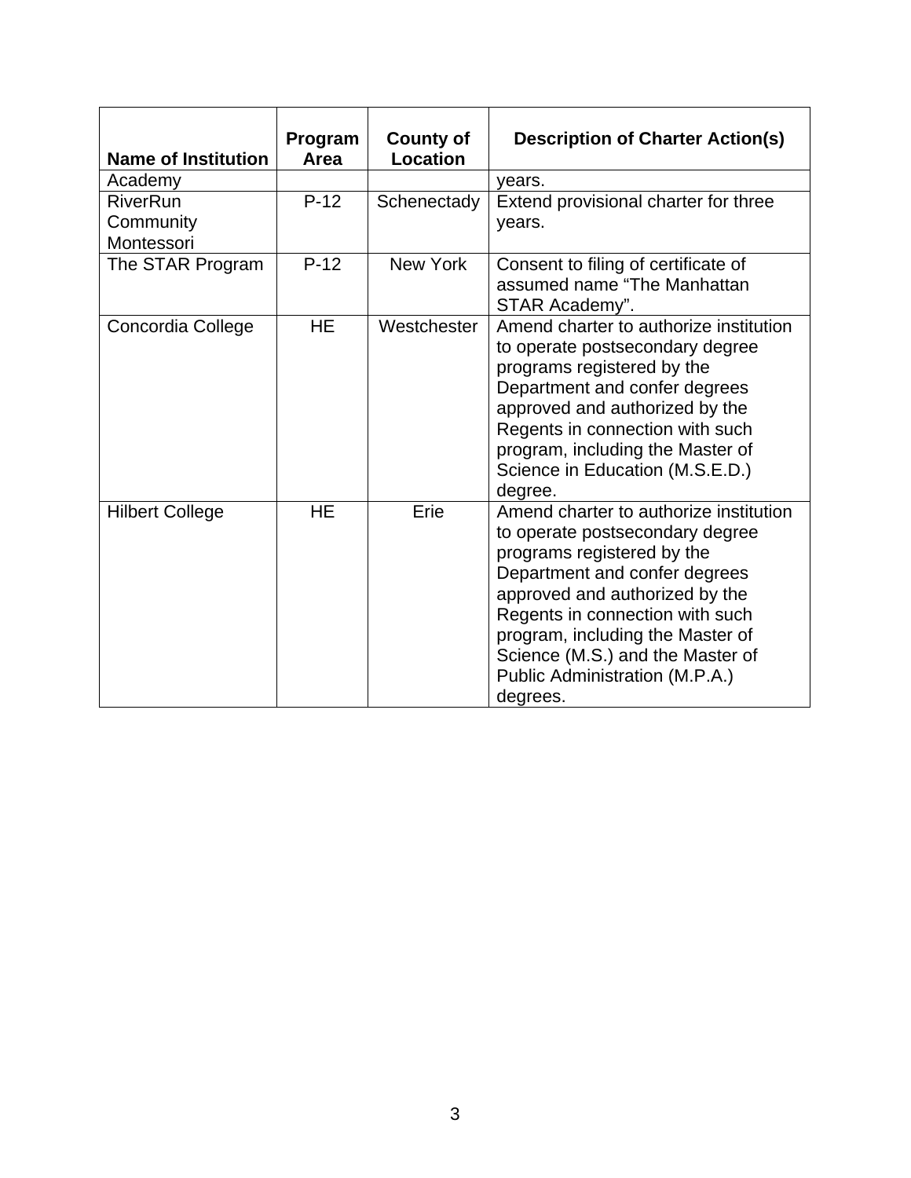| Name of Institution | Program Area | County of Location | Description of Charter Action(s) |
|---|---|---|---|
| Academy | | | years. |
| RiverRun Community Montessori | P-12 | Schenectady | Extend provisional charter for three years. |
| The STAR Program | P-12 | New York | Consent to filing of certificate of assumed name "The Manhattan STAR Academy". |
| Concordia College | HE | Westchester | Amend charter to authorize institution to operate postsecondary degree programs registered by the Department and confer degrees approved and authorized by the Regents in connection with such program, including the Master of Science in Education (M.S.E.D.) degree. |
| Hilbert College | HE | Erie | Amend charter to authorize institution to operate postsecondary degree programs registered by the Department and confer degrees approved and authorized by the Regents in connection with such program, including the Master of Science (M.S.) and the Master of Public Administration (M.P.A.) degrees. |